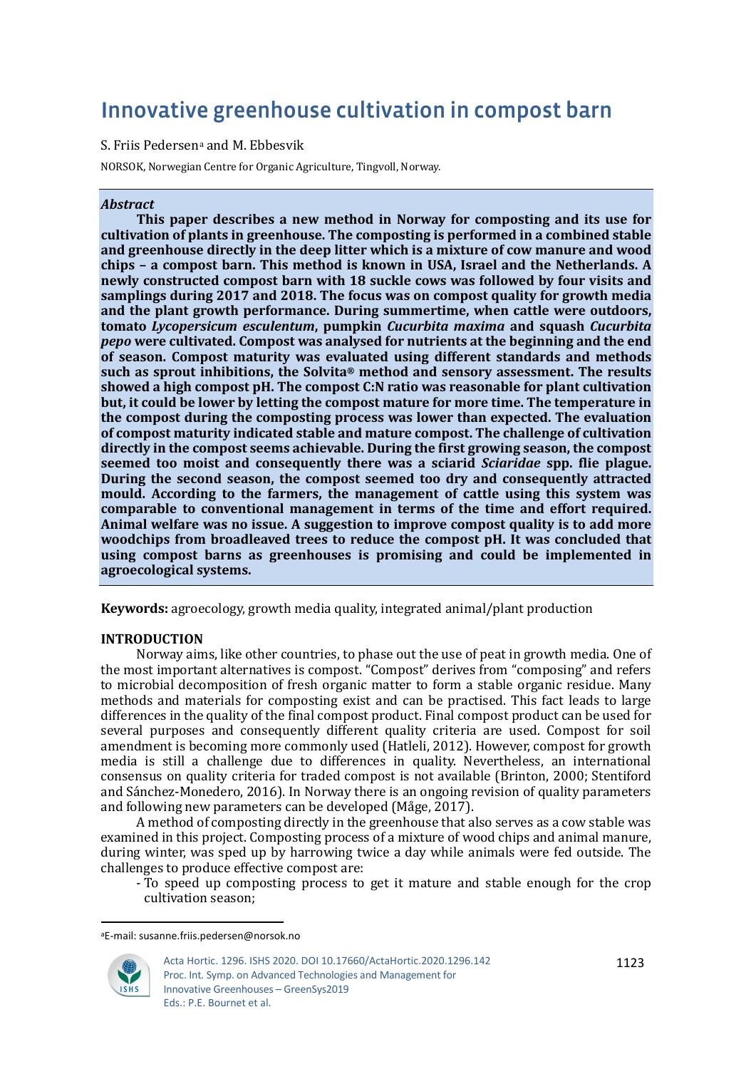# Innovative greenhouse cultivation in compost barn

S. Friis Pedersen[a] and M. Ebbesvik

NORSOK, Norwegian Centre for Organic Agriculture, Tingvoll, Norway.

***Abstract***

**This paper describes a new method in Norway for composting and its use for cultivation of plants in greenhouse. The composting is performed in a combined stable and greenhouse directly in the deep litter which is a mixture of cow manure and wood chips – a compost barn. This method is known in USA, Israel and the Netherlands. A newly constructed compost barn with 18 suckle cows was followed by four visits and samplings during 2017 and 2018. The focus was on compost quality for growth media and the plant growth performance. During summertime, when cattle were outdoors, tomato *Lycopersicum esculentum*, pumpkin *Cucurbita maxima* and squash *Cucurbita pepo* were cultivated. Compost was analysed for nutrients at the beginning and the end of season. Compost maturity was evaluated using different standards and methods such as sprout inhibitions, the Solvita® method and sensory assessment. The results showed a high compost pH. The compost C:N ratio was reasonable for plant cultivation but, it could be lower by letting the compost mature for more time. The temperature in the compost during the composting process was lower than expected. The evaluation of compost maturity indicated stable and mature compost. The challenge of cultivation directly in the compost seems achievable. During the first growing season, the compost seemed too moist and consequently there was a sciarid *Sciaridae* spp. flie plague. During the second season, the compost seemed too dry and consequently attracted mould. According to the farmers, the management of cattle using this system was comparable to conventional management in terms of the time and effort required. Animal welfare was no issue. A suggestion to improve compost quality is to add more woodchips from broadleaved trees to reduce the compost pH. It was concluded that using compost barns as greenhouses is promising and could be implemented in agroecological systems.**

**Keywords:** agroecology, growth media quality, integrated animal/plant production

## INTRODUCTION

Norway aims, like other countries, to phase out the use of peat in growth media. One of the most important alternatives is compost. "Compost" derives from "composing" and refers to microbial decomposition of fresh organic matter to form a stable organic residue. Many methods and materials for composting exist and can be practised. This fact leads to large differences in the quality of the final compost product. Final compost product can be used for several purposes and consequently different quality criteria are used. Compost for soil amendment is becoming more commonly used (Hatleli, 2012). However, compost for growth media is still a challenge due to differences in quality. Nevertheless, an international consensus on quality criteria for traded compost is not available (Brinton, 2000; Stentiford and Sánchez-Monedero, 2016). In Norway there is an ongoing revision of quality parameters and following new parameters can be developed (Måge, 2017).

A method of composting directly in the greenhouse that also serves as a cow stable was examined in this project. Composting process of a mixture of wood chips and animal manure, during winter, was sped up by harrowing twice a day while animals were fed outside. The challenges to produce effective compost are:

- To speed up composting process to get it mature and stable enough for the crop cultivation season;

[a]E-mail: susanne.friis.pedersen@norsok.no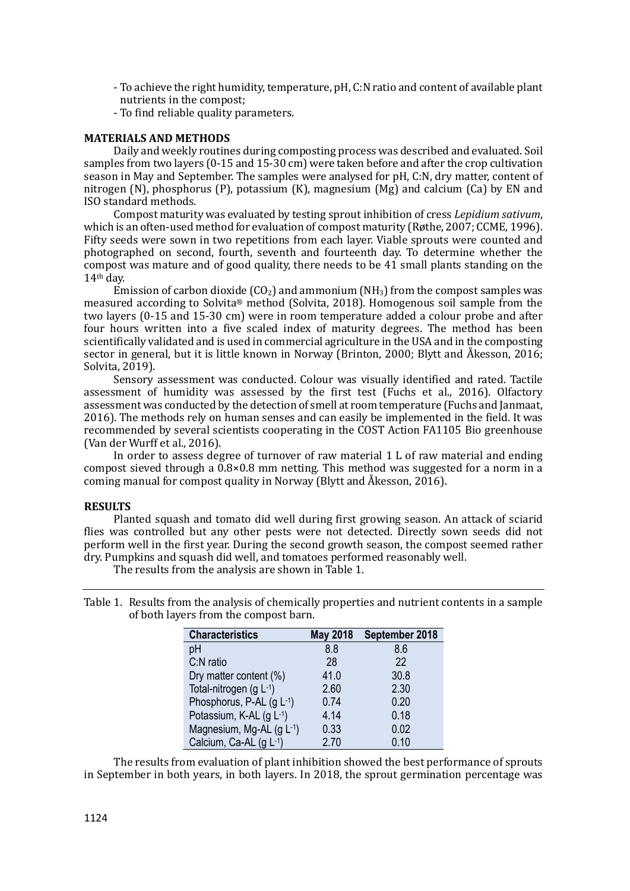- To achieve the right humidity, temperature, pH, C:N ratio and content of available plant nutrients in the compost;
- To find reliable quality parameters.

## MATERIALS AND METHODS

Daily and weekly routines during composting process was described and evaluated. Soil samples from two layers (0-15 and 15-30 cm) were taken before and after the crop cultivation season in May and September. The samples were analysed for pH, C:N, dry matter, content of nitrogen (N), phosphorus (P), potassium (K), magnesium (Mg) and calcium (Ca) by EN and ISO standard methods.

Compost maturity was evaluated by testing sprout inhibition of cress *Lepidium sativum*, which is an often-used method for evaluation of compost maturity (Røthe, 2007; CCME, 1996). Fifty seeds were sown in two repetitions from each layer. Viable sprouts were counted and photographed on second, fourth, seventh and fourteenth day. To determine whether the compost was mature and of good quality, there needs to be 41 small plants standing on the 14th day.

Emission of carbon dioxide ($CO_2$) and ammonium ($NH_3$) from the compost samples was measured according to Solvita® method (Solvita, 2018). Homogenous soil sample from the two layers (0-15 and 15-30 cm) were in room temperature added a colour probe and after four hours written into a five scaled index of maturity degrees. The method has been scientifically validated and is used in commercial agriculture in the USA and in the composting sector in general, but it is little known in Norway (Brinton, 2000; Blytt and Åkesson, 2016; Solvita, 2019).

Sensory assessment was conducted. Colour was visually identified and rated. Tactile assessment of humidity was assessed by the first test (Fuchs et al., 2016). Olfactory assessment was conducted by the detection of smell at room temperature (Fuchs and Janmaat, 2016). The methods rely on human senses and can easily be implemented in the field. It was recommended by several scientists cooperating in the COST Action FA1105 Bio greenhouse (Van der Wurff et al., 2016).

In order to assess degree of turnover of raw material 1 L of raw material and ending compost sieved through a 0.8×0.8 mm netting. This method was suggested for a norm in a coming manual for compost quality in Norway (Blytt and Åkesson, 2016).

## RESULTS

Planted squash and tomato did well during first growing season. An attack of sciarid flies was controlled but any other pests were not detected. Directly sown seeds did not perform well in the first year. During the second growth season, the compost seemed rather dry. Pumpkins and squash did well, and tomatoes performed reasonably well.

The results from the analysis are shown in Table 1.

Table 1. Results from the analysis of chemically properties and nutrient contents in a sample of both layers from the compost barn.

| Characteristics | May 2018 | September 2018 |
|---|---|---|
| pH | 8.8 | 8.6 |
| C:N ratio | 28 | 22 |
| Dry matter content (%) | 41.0 | 30.8 |
| Total-nitrogen (g $L^{-1}$) | 2.60 | 2.30 |
| Phosphorus, P-AL (g $L^{-1}$) | 0.74 | 0.20 |
| Potassium, K-AL (g $L^{-1}$) | 4.14 | 0.18 |
| Magnesium, Mg-AL (g $L^{-1}$) | 0.33 | 0.02 |
| Calcium, Ca-AL (g $L^{-1}$) | 2.70 | 0.10 |

The results from evaluation of plant inhibition showed the best performance of sprouts in September in both years, in both layers. In 2018, the sprout germination percentage was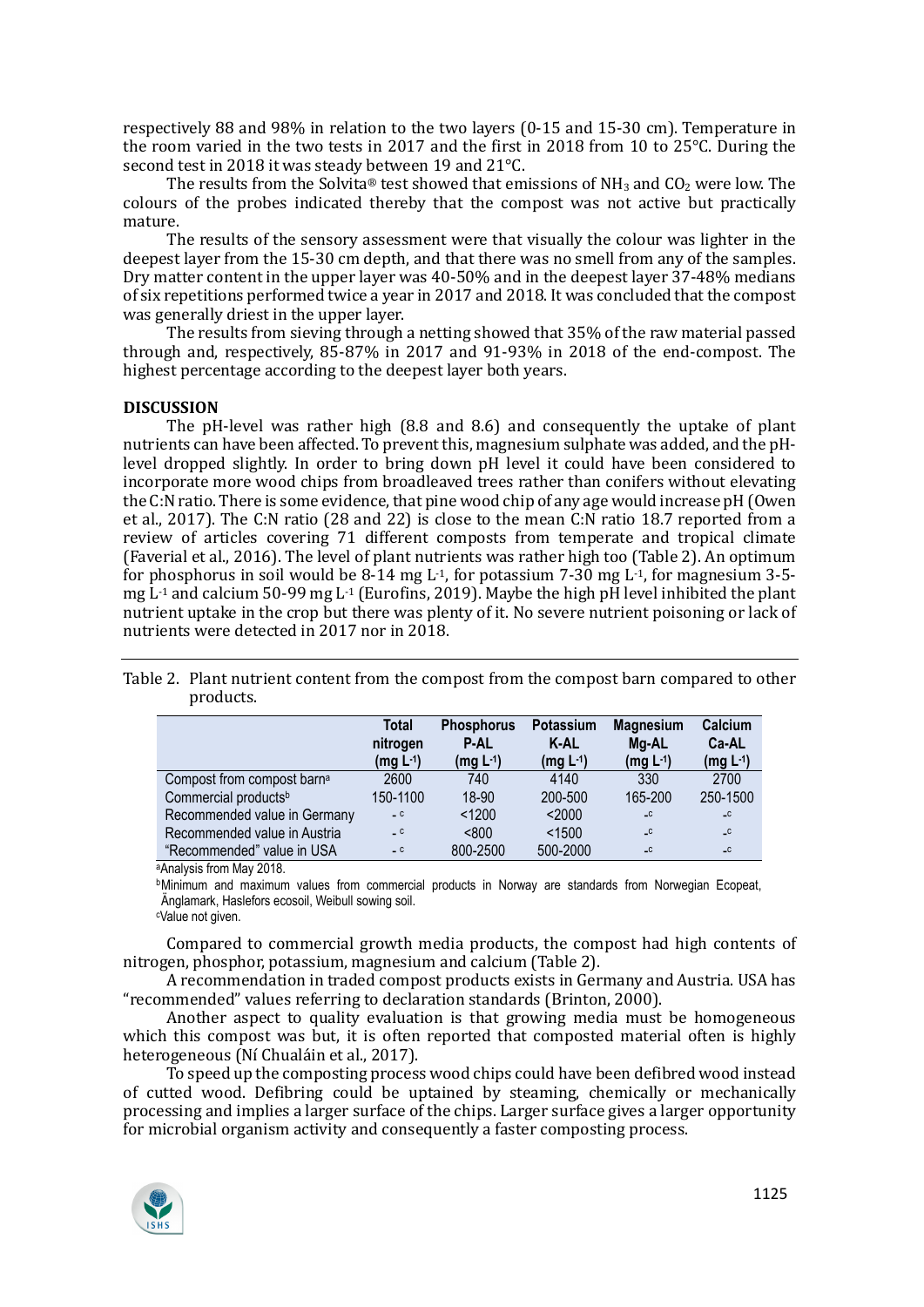respectively 88 and 98% in relation to the two layers (0-15 and 15-30 cm). Temperature in the room varied in the two tests in 2017 and the first in 2018 from 10 to 25°C. During the second test in 2018 it was steady between 19 and 21°C.

The results from the Solvita® test showed that emissions of $NH_3$ and $CO_2$ were low. The colours of the probes indicated thereby that the compost was not active but practically mature.

The results of the sensory assessment were that visually the colour was lighter in the deepest layer from the 15-30 cm depth, and that there was no smell from any of the samples. Dry matter content in the upper layer was 40-50% and in the deepest layer 37-48% medians of six repetitions performed twice a year in 2017 and 2018. It was concluded that the compost was generally driest in the upper layer.

The results from sieving through a netting showed that 35% of the raw material passed through and, respectively, 85-87% in 2017 and 91-93% in 2018 of the end-compost. The highest percentage according to the deepest layer both years.

## DISCUSSION

The pH-level was rather high (8.8 and 8.6) and consequently the uptake of plant nutrients can have been affected. To prevent this, magnesium sulphate was added, and the pH-level dropped slightly. In order to bring down pH level it could have been considered to incorporate more wood chips from broadleaved trees rather than conifers without elevating the C:N ratio. There is some evidence, that pine wood chip of any age would increase pH (Owen et al., 2017). The C:N ratio (28 and 22) is close to the mean C:N ratio 18.7 reported from a review of articles covering 71 different composts from temperate and tropical climate (Faverial et al., 2016). The level of plant nutrients was rather high too (Table 2). An optimum for phosphorus in soil would be 8-14 mg $L^{-1}$, for potassium 7-30 mg $L^{-1}$, for magnesium 3-5-mg $L^{-1}$ and calcium 50-99 mg $L^{-1}$ (Eurofins, 2019). Maybe the high pH level inhibited the plant nutrient uptake in the crop but there was plenty of it. No severe nutrient poisoning or lack of nutrients were detected in 2017 nor in 2018.

Table 2. Plant nutrient content from the compost from the compost barn compared to other products.

| | Total nitrogen (mg $L^{-1}$) | Phosphorus P-AL (mg $L^{-1}$) | Potassium K-AL (mg $L^{-1}$) | Magnesium Mg-AL (mg $L^{-1}$) | Calcium Ca-AL (mg $L^{-1}$) |
|---|---|---|---|---|---|
| Compost from compost barn[a] | 2600 | 740 | 4140 | 330 | 2700 |
| Commercial products[b] | 150-1100 | 18-90 | 200-500 | 165-200 | 250-1500 |
| Recommended value in Germany | -[c] | <1200 | <2000 | -[c] | -[c] |
| Recommended value in Austria | -[c] | <800 | <1500 | -[c] | -[c] |
| "Recommended" value in USA | -[c] | 800-2500 | 500-2000 | -[c] | -[c] |

[a]Analysis from May 2018.

[b]Minimum and maximum values from commercial products in Norway are standards from Norwegian Ecopeat, Änglamark, Haslefors ecosoil, Weibull sowing soil.

[c]Value not given.

Compared to commercial growth media products, the compost had high contents of nitrogen, phosphor, potassium, magnesium and calcium (Table 2).

A recommendation in traded compost products exists in Germany and Austria. USA has "recommended" values referring to declaration standards (Brinton, 2000).

Another aspect to quality evaluation is that growing media must be homogeneous which this compost was but, it is often reported that composted material often is highly heterogeneous (Ní Chualáin et al., 2017).

To speed up the composting process wood chips could have been defibred wood instead of cutted wood. Defibring could be uptained by steaming, chemically or mechanically processing and implies a larger surface of the chips. Larger surface gives a larger opportunity for microbial organism activity and consequently a faster composting process.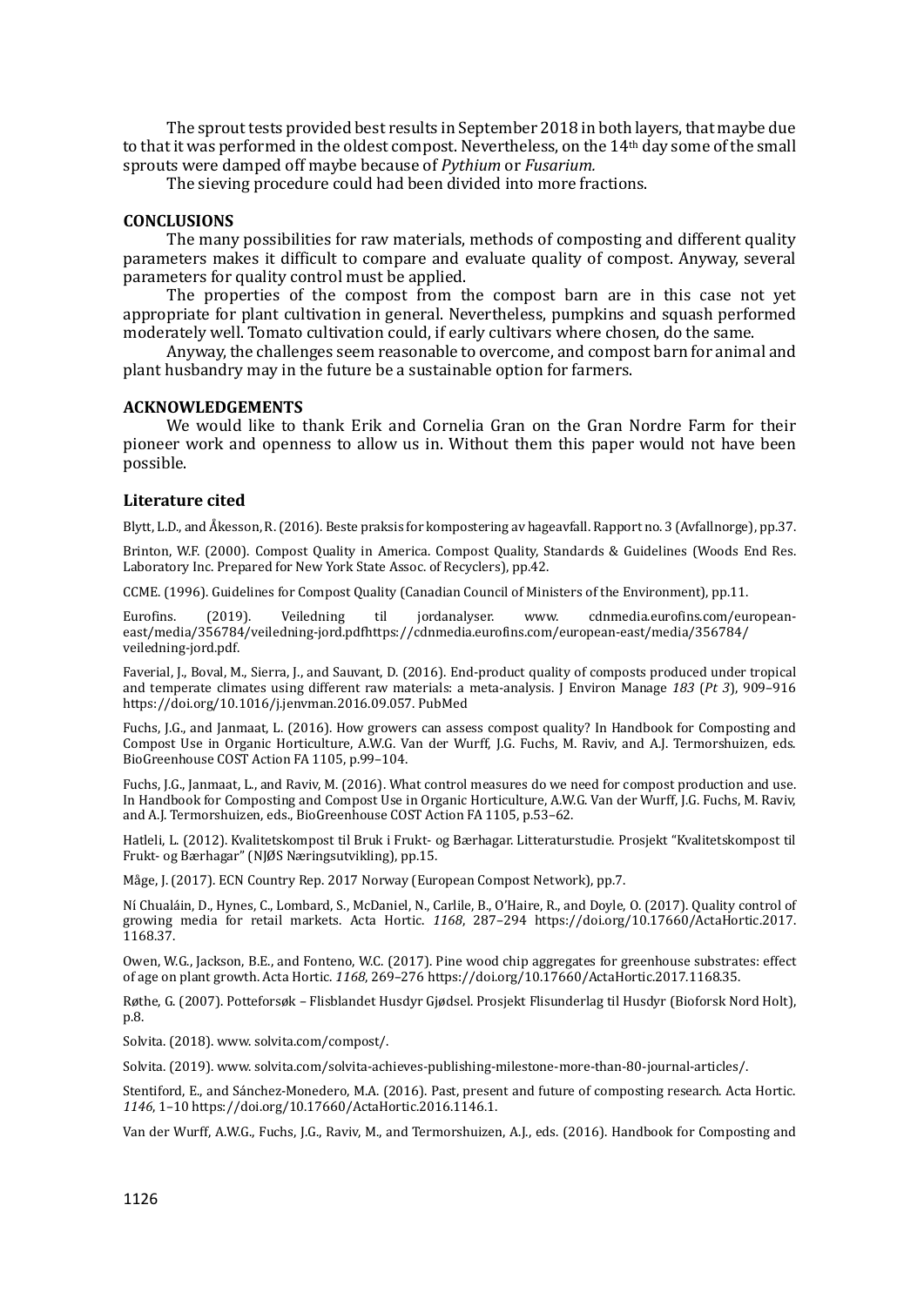The sprout tests provided best results in September 2018 in both layers, that maybe due to that it was performed in the oldest compost. Nevertheless, on the 14th day some of the small sprouts were damped off maybe because of *Pythium* or *Fusarium.*

The sieving procedure could had been divided into more fractions.

## CONCLUSIONS

The many possibilities for raw materials, methods of composting and different quality parameters makes it difficult to compare and evaluate quality of compost. Anyway, several parameters for quality control must be applied.

The properties of the compost from the compost barn are in this case not yet appropriate for plant cultivation in general. Nevertheless, pumpkins and squash performed moderately well. Tomato cultivation could, if early cultivars where chosen, do the same.

Anyway, the challenges seem reasonable to overcome, and compost barn for animal and plant husbandry may in the future be a sustainable option for farmers.

## ACKNOWLEDGEMENTS

We would like to thank Erik and Cornelia Gran on the Gran Nordre Farm for their pioneer work and openness to allow us in. Without them this paper would not have been possible.

## Literature cited

Blytt, L.D., and Åkesson, R. (2016). Beste praksis for kompostering av hageavfall. Rapport no. 3 (Avfallnorge), pp.37.

Brinton, W.F. (2000). Compost Quality in America. Compost Quality, Standards & Guidelines (Woods End Res. Laboratory Inc. Prepared for New York State Assoc. of Recyclers), pp.42.

CCME. (1996). Guidelines for Compost Quality (Canadian Council of Ministers of the Environment), pp.11.

Eurofins. (2019). Veiledning til jordanalyser. www. cdnmedia.eurofins.com/european-east/media/356784/veiledning-jord.pdfhttps://cdnmedia.eurofins.com/european-east/media/356784/veiledning-jord.pdf.

Faverial, J., Boval, M., Sierra, J., and Sauvant, D. (2016). End-product quality of composts produced under tropical and temperate climates using different raw materials: a meta-analysis. J Environ Manage *183* (*Pt 3*), 909–916 https://doi.org/10.1016/j.jenvman.2016.09.057. PubMed

Fuchs, J.G., and Janmaat, L. (2016). How growers can assess compost quality? In Handbook for Composting and Compost Use in Organic Horticulture, A.W.G. Van der Wurff, J.G. Fuchs, M. Raviv, and A.J. Termorshuizen, eds. BioGreenhouse COST Action FA 1105, p.99–104.

Fuchs, J.G., Janmaat, L., and Raviv, M. (2016). What control measures do we need for compost production and use. In Handbook for Composting and Compost Use in Organic Horticulture, A.W.G. Van der Wurff, J.G. Fuchs, M. Raviv, and A.J. Termorshuizen, eds., BioGreenhouse COST Action FA 1105, p.53–62.

Hatleli, L. (2012). Kvalitetskompost til Bruk i Frukt- og Bærhagar. Litteraturstudie. Prosjekt "Kvalitetskompost til Frukt- og Bærhagar" (NJØS Næringsutvikling), pp.15.

Måge, J. (2017). ECN Country Rep. 2017 Norway (European Compost Network), pp.7.

Ní Chualáin, D., Hynes, C., Lombard, S., McDaniel, N., Carlile, B., O'Haire, R., and Doyle, O. (2017). Quality control of growing media for retail markets. Acta Hortic. *1168*, 287–294 https://doi.org/10.17660/ActaHortic.2017.1168.37.

Owen, W.G., Jackson, B.E., and Fonteno, W.C. (2017). Pine wood chip aggregates for greenhouse substrates: effect of age on plant growth. Acta Hortic. *1168*, 269–276 https://doi.org/10.17660/ActaHortic.2017.1168.35.

Røthe, G. (2007). Potteforsøk – Flisblandet Husdyr Gjødsel. Prosjekt Flisunderlag til Husdyr (Bioforsk Nord Holt), p.8.

Solvita. (2018). www. solvita.com/compost/.

Solvita. (2019). www. solvita.com/solvita-achieves-publishing-milestone-more-than-80-journal-articles/.

Stentiford, E., and Sánchez-Monedero, M.A. (2016). Past, present and future of composting research. Acta Hortic. *1146*, 1–10 https://doi.org/10.17660/ActaHortic.2016.1146.1.

Van der Wurff, A.W.G., Fuchs, J.G., Raviv, M., and Termorshuizen, A.J., eds. (2016). Handbook for Composting and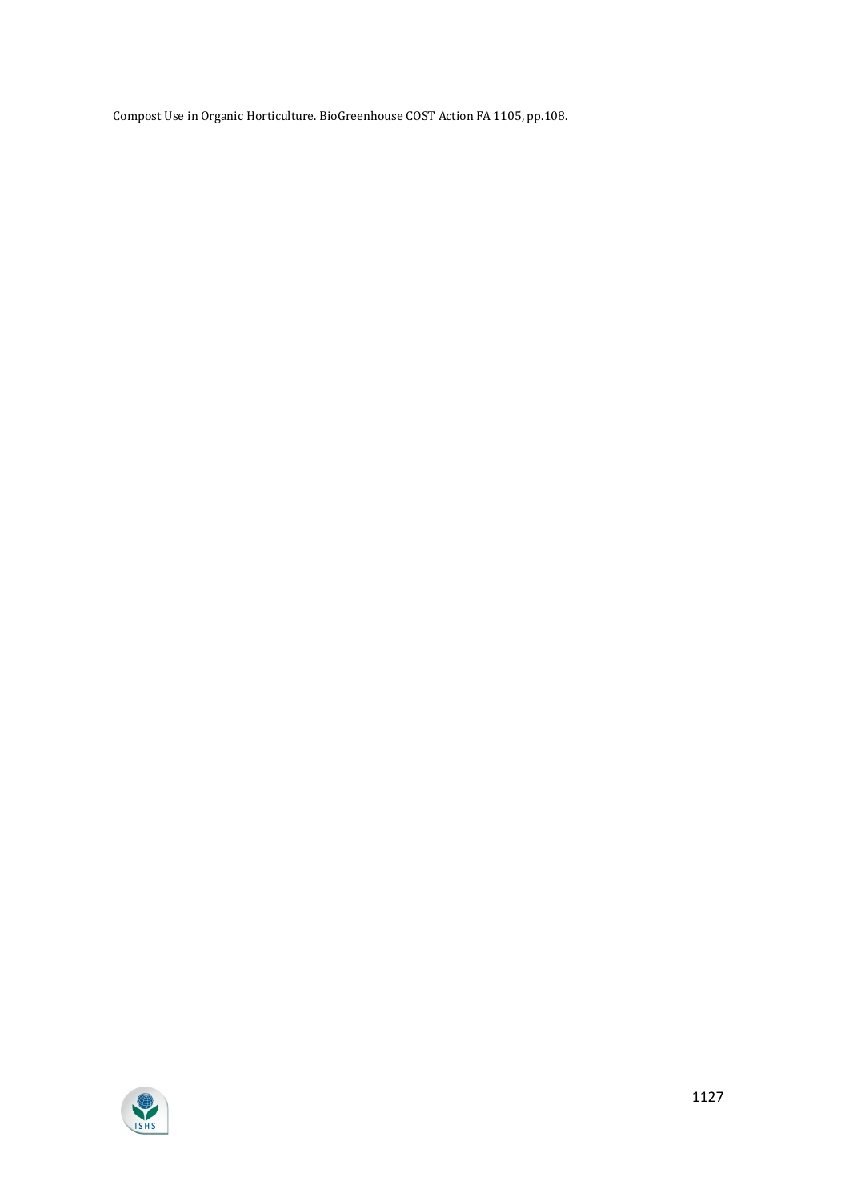Compost Use in Organic Horticulture. BioGreenhouse COST Action FA 1105, pp.108.